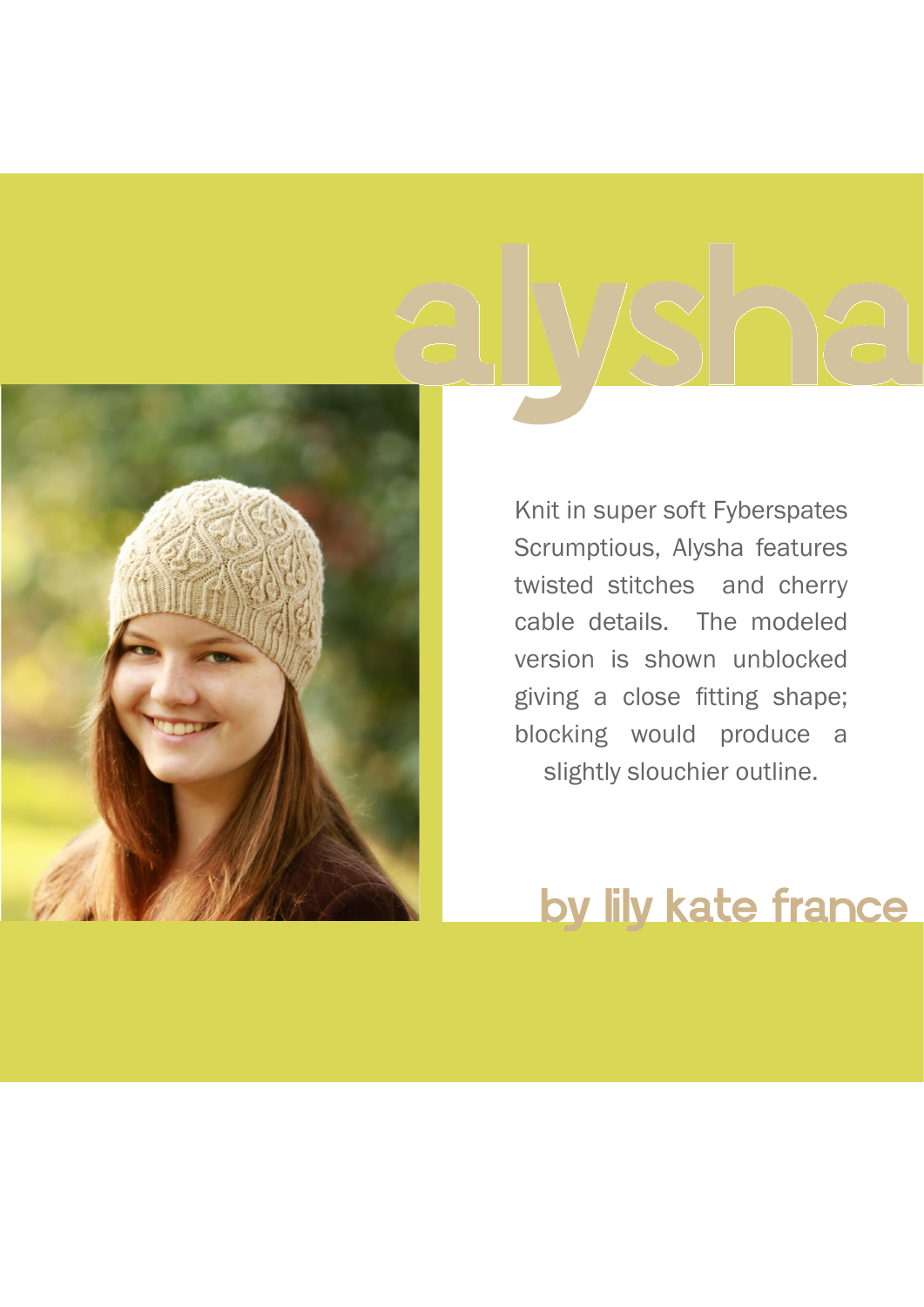# alysha

Knit in super soft Fyberspates Scrumptious, Alysha features twisted stitches and cherry cable details. The modeled version is shown unblocked giving a close fitting shape; blocking would produce a slightly slouchier outline.

## by lily kate france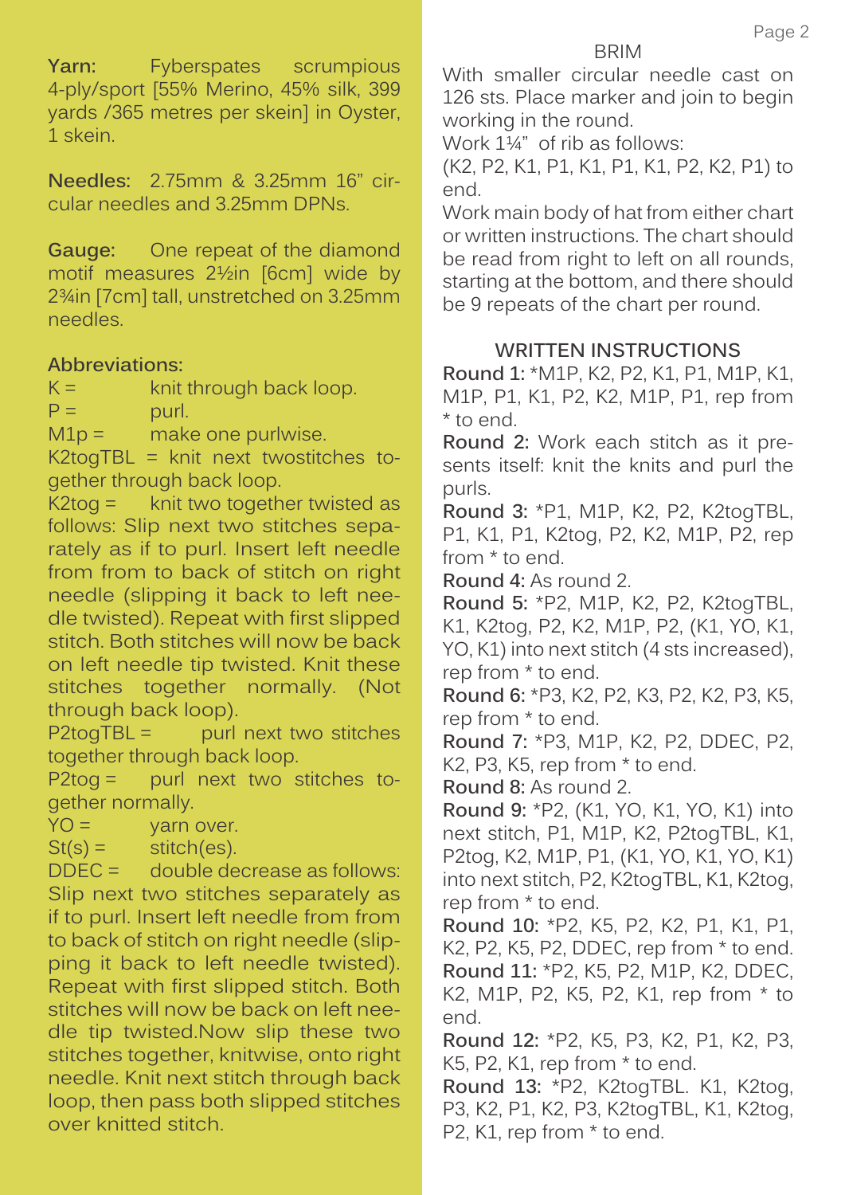**Yarn:** Fyberspates scrumpious 4-ply/sport [55% Merino, 45% silk, 399 yards /365 metres per skein] in Oyster, 1 skein.

**Needles:** 2.75mm & 3.25mm 16" circular needles and 3.25mm DPNs.

**Gauge:** One repeat of the diamond motif measures 2½in [6cm] wide by 2¾in [7cm] tall, unstretched on 3.25mm needles.

**Abbreviations:**

K = knit through back loop.

P = purl.

M1p = make one purlwise.

K2togTBL = knit next twostitches together through back loop.

K2tog = knit two together twisted as follows: Slip next two stitches separately as if to purl. Insert left needle from from to back of stitch on right needle (slipping it back to left needle twisted). Repeat with first slipped stitch. Both stitches will now be back on left needle tip twisted. Knit these stitches together normally. (Not through back loop).

P2togTBL = purl next two stitches together through back loop.

P2tog = purl next two stitches together normally.

YO = yarn over.

St(s) = stitch(es).

DDEC = double decrease as follows: Slip next two stitches separately as if to purl. Insert left needle from from to back of stitch on right needle (slipping it back to left needle twisted). Repeat with first slipped stitch. Both stitches will now be back on left needle tip twisted.Now slip these two stitches together, knitwise, onto right needle. Knit next stitch through back loop, then pass both slipped stitches over knitted stitch.

## BRIM

With smaller circular needle cast on 126 sts. Place marker and join to begin working in the round.

Work 1¼" of rib as follows:

(K2, P2, K1, P1, K1, P1, K1, P2, K2, P1) to end.

Work main body of hat from either chart or written instructions. The chart should be read from right to left on all rounds, starting at the bottom, and there should be 9 repeats of the chart per round.

## WRITTEN INSTRUCTIONS

**Round 1:** *M1P, K2, P2, K1, P1, M1P, K1, M1P, P1, K1, P2, K2, M1P, P1, rep from * to end.

**Round 2:** Work each stitch as it presents itself: knit the knits and purl the purls.

**Round 3:** *P1, M1P, K2, P2, K2togTBL, P1, K1, P1, K2tog, P2, K2, M1P, P2, rep from * to end.

**Round 4:** As round 2.

**Round 5:** *P2, M1P, K2, P2, K2togTBL, K1, K2tog, P2, K2, M1P, P2, (K1, YO, K1, YO, K1) into next stitch (4 sts increased), rep from * to end.

**Round 6:** *P3, K2, P2, K3, P2, K2, P3, K5, rep from * to end.

**Round 7:** *P3, M1P, K2, P2, DDEC, P2, K2, P3, K5, rep from * to end.

**Round 8:** As round 2.

**Round 9:** *P2, (K1, YO, K1, YO, K1) into next stitch, P1, M1P, K2, P2togTBL, K1, P2tog, K2, M1P, P1, (K1, YO, K1, YO, K1) into next stitch, P2, K2togTBL, K1, K2tog, rep from * to end.

**Round 10:** *P2, K5, P2, K2, P1, K1, P1, K2, P2, K5, P2, DDEC, rep from * to end.

**Round 11:** *P2, K5, P2, M1P, K2, DDEC, K2, M1P, P2, K5, P2, K1, rep from * to end.

**Round 12:** *P2, K5, P3, K2, P1, K2, P3, K5, P2, K1, rep from * to end.

**Round 13:** *P2, K2togTBL. K1, K2tog, P3, K2, P1, K2, P3, K2togTBL, K1, K2tog, P2, K1, rep from * to end.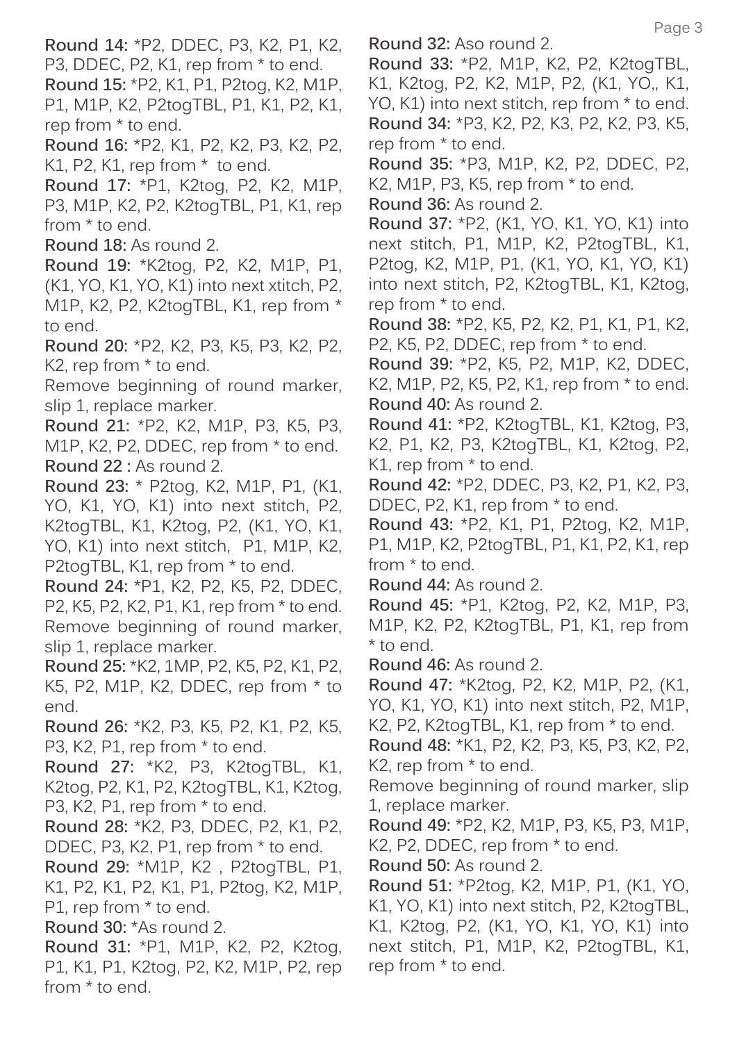**Round 14:** *P2, DDEC, P3, K2, P1, K2, P3, DDEC, P2, K1, rep from * to end.

**Round 15:** *P2, K1, P1, P2tog, K2, M1P, P1, M1P, K2, P2togTBL, P1, K1, P2, K1, rep from * to end.

**Round 16:** *P2, K1, P2, K2, P3, K2, P2, K1, P2, K1, rep from * to end.

**Round 17:** *P1, K2tog, P2, K2, M1P, P3, M1P, K2, P2, K2togTBL, P1, K1, rep from * to end.

**Round 18:** As round 2.

**Round 19:** *K2tog, P2, K2, M1P, P1, (K1, YO, K1, YO, K1) into next xtitch, P2, M1P, K2, P2, K2togTBL, K1, rep from * to end.

**Round 20:** *P2, K2, P3, K5, P3, K2, P2, K2, rep from * to end.

Remove beginning of round marker, slip 1, replace marker.

**Round 21:** *P2, K2, M1P, P3, K5, P3, M1P, K2, P2, DDEC, rep from * to end.

**Round 22 :** As round 2.

**Round 23:** * P2tog, K2, M1P, P1, (K1, YO, K1, YO, K1) into next stitch, P2, K2togTBL, K1, K2tog, P2, (K1, YO, K1, YO, K1) into next stitch, P1, M1P, K2, P2togTBL, K1, rep from * to end.

**Round 24:** *P1, K2, P2, K5, P2, DDEC, P2, K5, P2, K2, P1, K1, rep from * to end.

Remove beginning of round marker, slip 1, replace marker.

**Round 25:** *K2, 1MP, P2, K5, P2, K1, P2, K5, P2, M1P, K2, DDEC, rep from * to end.

**Round 26:** *K2, P3, K5, P2, K1, P2, K5, P3, K2, P1, rep from * to end.

**Round 27:** *K2, P3, K2togTBL, K1, K2tog, P2, K1, P2, K2togTBL, K1, K2tog, P3, K2, P1, rep from * to end.

**Round 28:** *K2, P3, DDEC, P2, K1, P2, DDEC, P3, K2, P1, rep from * to end.

**Round 29:** *M1P, K2 , P2togTBL, P1, K1, P2, K1, P2, K1, P1, P2tog, K2, M1P, P1, rep from * to end.

**Round 30:** *As round 2.

**Round 31:** *P1, M1P, K2, P2, K2tog, P1, K1, P1, K2tog, P2, K2, M1P, P2, rep from * to end.

**Round 32:** Aso round 2.

**Round 33:** *P2, M1P, K2, P2, K2togTBL, K1, K2tog, P2, K2, M1P, P2, (K1, YO,, K1, YO, K1) into next stitch, rep from * to end.

**Round 34:** *P3, K2, P2, K3, P2, K2, P3, K5, rep from * to end.

**Round 35:** *P3, M1P, K2, P2, DDEC, P2, K2, M1P, P3, K5, rep from * to end.

**Round 36:** As round 2.

**Round 37:** *P2, (K1, YO, K1, YO, K1) into next stitch, P1, M1P, K2, P2togTBL, K1, P2tog, K2, M1P, P1, (K1, YO, K1, YO, K1) into next stitch, P2, K2togTBL, K1, K2tog, rep from * to end.

**Round 38:** *P2, K5, P2, K2, P1, K1, P1, K2, P2, K5, P2, DDEC, rep from * to end.

**Round 39:** *P2, K5, P2, M1P, K2, DDEC, K2, M1P, P2, K5, P2, K1, rep from * to end.

**Round 40:** As round 2.

**Round 41:** *P2, K2togTBL, K1, K2tog, P3, K2, P1, K2, P3, K2togTBL, K1, K2tog, P2, K1, rep from * to end.

**Round 42:** *P2, DDEC, P3, K2, P1, K2, P3, DDEC, P2, K1, rep from * to end.

**Round 43:** *P2, K1, P1, P2tog, K2, M1P, P1, M1P, K2, P2togTBL, P1, K1, P2, K1, rep from * to end.

**Round 44:** As round 2.

**Round 45:** *P1, K2tog, P2, K2, M1P, P3, M1P, K2, P2, K2togTBL, P1, K1, rep from * to end.

**Round 46:** As round 2.

**Round 47:** *K2tog, P2, K2, M1P, P2, (K1, YO, K1, YO, K1) into next stitch, P2, M1P, K2, P2, K2togTBL, K1, rep from * to end.

**Round 48:** *K1, P2, K2, P3, K5, P3, K2, P2, K2, rep from * to end.

Remove beginning of round marker, slip 1, replace marker.

**Round 49:** *P2, K2, M1P, P3, K5, P3, M1P, K2, P2, DDEC, rep from * to end.

**Round 50:** As round 2.

**Round 51:** *P2tog, K2, M1P, P1, (K1, YO, K1, YO, K1) into next stitch, P2, K2togTBL, K1, K2tog, P2, (K1, YO, K1, YO, K1) into next stitch, P1, M1P, K2, P2togTBL, K1, rep from * to end.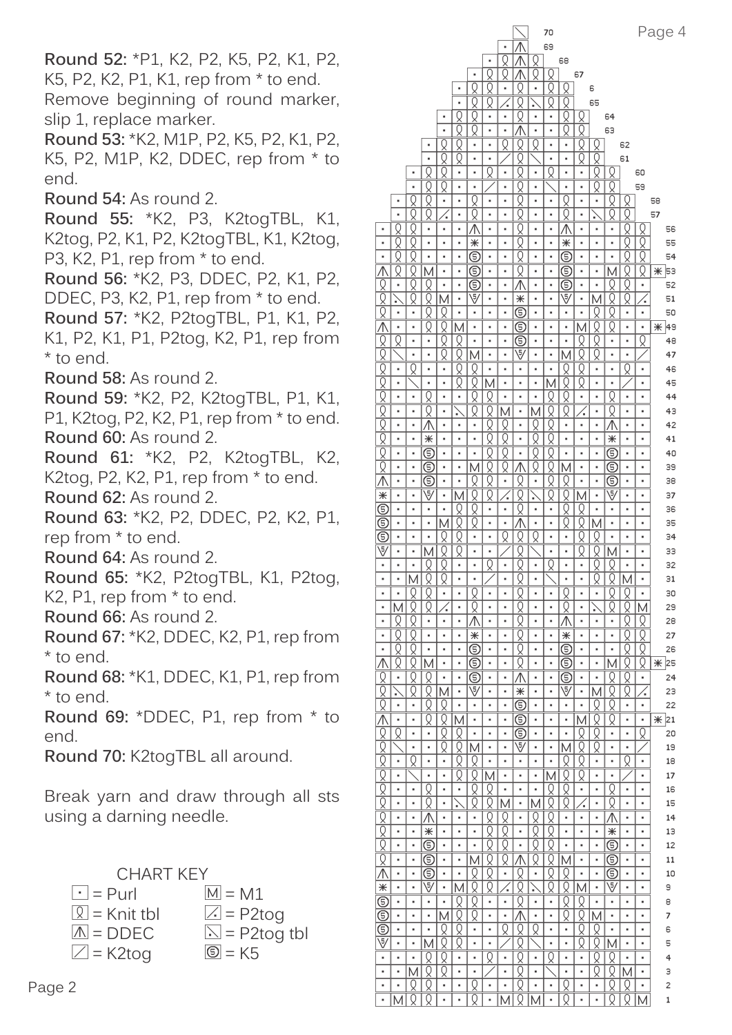**Round 52:** *P1, K2, P2, K5, P2, K1, P2, K5, P2, K2, P1, K1, rep from * to end. Remove beginning of round marker, slip 1, replace marker.

**Round 53:** *K2, M1P, P2, K5, P2, K1, P2, K5, P2, M1P, K2, DDEC, rep from * to end.

**Round 54:** As round 2.

**Round 55:** *K2, P3, K2togTBL, K1, K2tog, P2, K1, P2, K2togTBL, K1, K2tog, P3, K2, P1, rep from * to end.

**Round 56:** *K2, P3, DDEC, P2, K1, P2, DDEC, P3, K2, P1, rep from * to end.

**Round 57:** *K2, P2togTBL, P1, K1, P2, K1, P2, K1, P1, P2tog, K2, P1, rep from * to end.

**Round 58:** As round 2.

**Round 59:** *K2, P2, K2togTBL, P1, K1, P1, K2tog, P2, K2, P1, rep from * to end.

**Round 60:** As round 2.

**Round 61:** *K2, P2, K2togTBL, K2, K2tog, P2, K2, P1, rep from * to end.

**Round 62:** As round 2.

**Round 63:** *K2, P2, DDEC, P2, K2, P1, rep from * to end.

**Round 64:** As round 2.

**Round 65:** *K2, P2togTBL, K1, P2tog, K2, P1, rep from * to end.

**Round 66:** As round 2.

**Round 67:** *K2, DDEC, K2, P1, rep from * to end.

**Round 68:** *K1, DDEC, K1, P1, rep from * to end.

**Round 69:** *DDEC, P1, rep from * to end.

**Round 70:** K2togTBL all around.

Break yarn and draw through all sts using a darning needle.

CHART KEY

| | |
|---|---|
| · = Purl | M = M1 |
| Knit tbl | P2tog |
| DDEC | P2tog tbl |
| K2tog | K5 |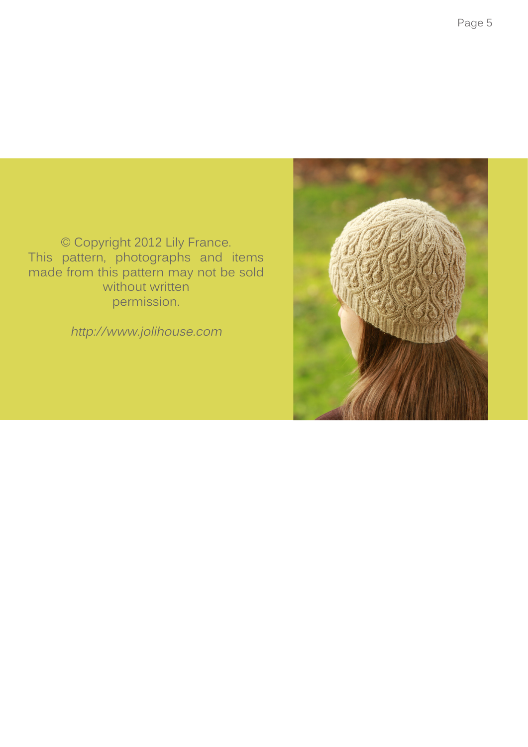© Copyright 2012 Lily France.
This pattern, photographs and items made from this pattern may not be sold without written permission.

*http://www.jolihouse.com*